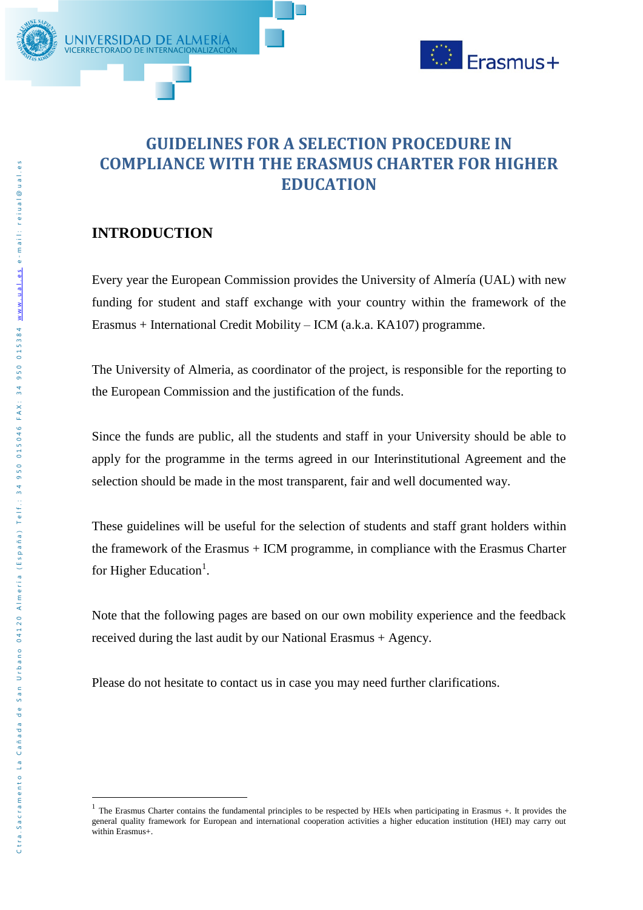# GUIDELINES FOR A SELECTION PROCEDURE IN COMPLIANCE WITH THE ERASMUS CHARTER FOR HIGHER EDUCATION

## INTRODUCTION

Every year the European Commission provides the University of Almería (UAL) with new funding for student and staff exchange with your country within the framework of the Erasmus + International Credit Mobility – ICM (a.k.a. KA107) programme.

The University of Almeria, as coordinator of the project, is responsible for the reporting to the European Commission and the justification of the funds.

Since the funds are public, all the students and staff in your University should be able to apply for the programme in the terms agreed in our Interinstitutional Agreement and the selection should be made in the most transparent, fair and well documented way.

These guidelines will be useful for the selection of students and staff grant holders within the framework of the Erasmus + ICM programme, in compliance with the Erasmus Charter for Higher Education[1].

Note that the following pages are based on our own mobility experience and the feedback received during the last audit by our National Erasmus + Agency.

Please do not hesitate to contact us in case you may need further clarifications.

---

[1] The Erasmus Charter contains the fundamental principles to be respected by HEIs when participating in Erasmus +. It provides the general quality framework for European and international cooperation activities a higher education institution (HEI) may carry out within Erasmus+.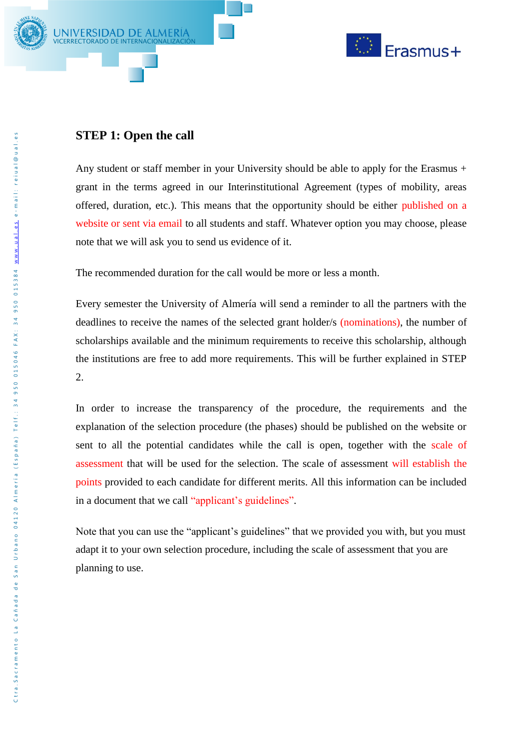## STEP 1: Open the call

Any student or staff member in your University should be able to apply for the Erasmus + grant in the terms agreed in our Interinstitutional Agreement (types of mobility, areas offered, duration, etc.). This means that the opportunity should be either published on a website or sent via email to all students and staff. Whatever option you may choose, please note that we will ask you to send us evidence of it.

The recommended duration for the call would be more or less a month.

Every semester the University of Almería will send a reminder to all the partners with the deadlines to receive the names of the selected grant holder/s (nominations), the number of scholarships available and the minimum requirements to receive this scholarship, although the institutions are free to add more requirements. This will be further explained in STEP 2.

In order to increase the transparency of the procedure, the requirements and the explanation of the selection procedure (the phases) should be published on the website or sent to all the potential candidates while the call is open, together with the scale of assessment that will be used for the selection. The scale of assessment will establish the points provided to each candidate for different merits. All this information can be included in a document that we call "applicant's guidelines".

Note that you can use the "applicant's guidelines" that we provided you with, but you must adapt it to your own selection procedure, including the scale of assessment that you are planning to use.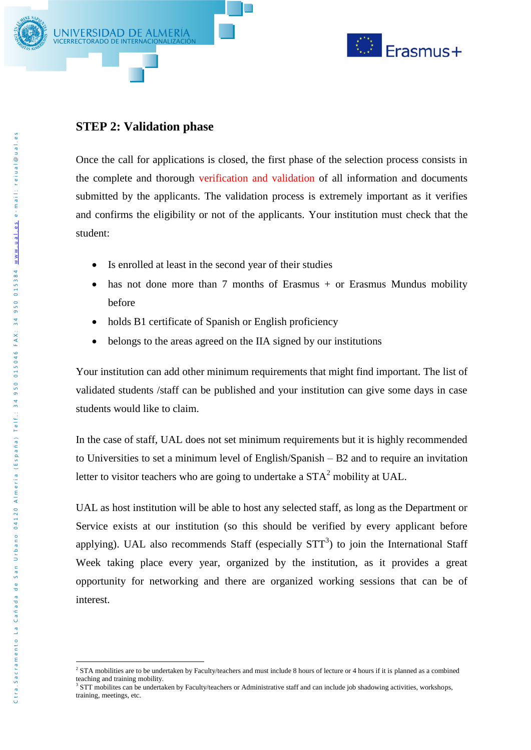## STEP 2: Validation phase

Once the call for applications is closed, the first phase of the selection process consists in the complete and thorough verification and validation of all information and documents submitted by the applicants. The validation process is extremely important as it verifies and confirms the eligibility or not of the applicants. Your institution must check that the student:

- Is enrolled at least in the second year of their studies
- has not done more than 7 months of Erasmus + or Erasmus Mundus mobility before
- holds B1 certificate of Spanish or English proficiency
- belongs to the areas agreed on the IIA signed by our institutions

Your institution can add other minimum requirements that might find important. The list of validated students /staff can be published and your institution can give some days in case students would like to claim.

In the case of staff, UAL does not set minimum requirements but it is highly recommended to Universities to set a minimum level of English/Spanish – B2 and to require an invitation letter to visitor teachers who are going to undertake a STA[2] mobility at UAL.

UAL as host institution will be able to host any selected staff, as long as the Department or Service exists at our institution (so this should be verified by every applicant before applying). UAL also recommends Staff (especially STT[3]) to join the International Staff Week taking place every year, organized by the institution, as it provides a great opportunity for networking and there are organized working sessions that can be of interest.

---

[2] STA mobilities are to be undertaken by Faculty/teachers and must include 8 hours of lecture or 4 hours if it is planned as a combined teaching and training mobility.

[3] STT mobilites can be undertaken by Faculty/teachers or Administrative staff and can include job shadowing activities, workshops, training, meetings, etc.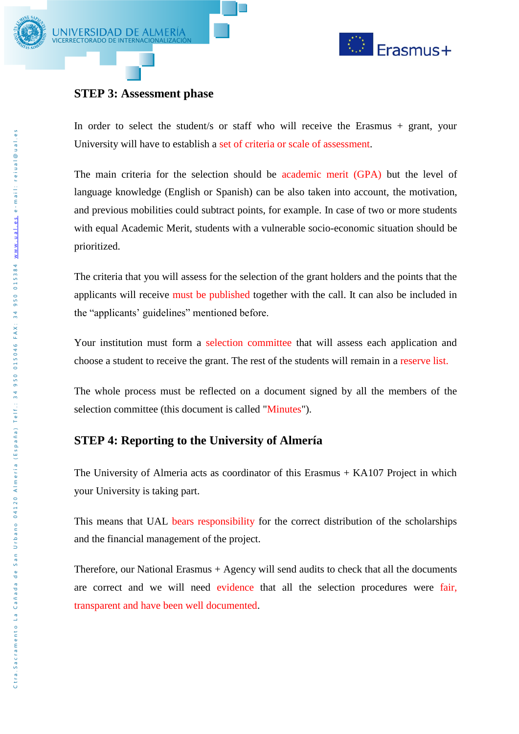## STEP 3: Assessment phase

In order to select the student/s or staff who will receive the Erasmus + grant, your University will have to establish a set of criteria or scale of assessment.

The main criteria for the selection should be academic merit (GPA) but the level of language knowledge (English or Spanish) can be also taken into account, the motivation, and previous mobilities could subtract points, for example. In case of two or more students with equal Academic Merit, students with a vulnerable socio-economic situation should be prioritized.

The criteria that you will assess for the selection of the grant holders and the points that the applicants will receive must be published together with the call. It can also be included in the "applicants' guidelines" mentioned before.

Your institution must form a selection committee that will assess each application and choose a student to receive the grant. The rest of the students will remain in a reserve list.

The whole process must be reflected on a document signed by all the members of the selection committee (this document is called "Minutes").

## STEP 4: Reporting to the University of Almería

The University of Almeria acts as coordinator of this Erasmus + KA107 Project in which your University is taking part.

This means that UAL bears responsibility for the correct distribution of the scholarships and the financial management of the project.

Therefore, our National Erasmus + Agency will send audits to check that all the documents are correct and we will need evidence that all the selection procedures were fair, transparent and have been well documented.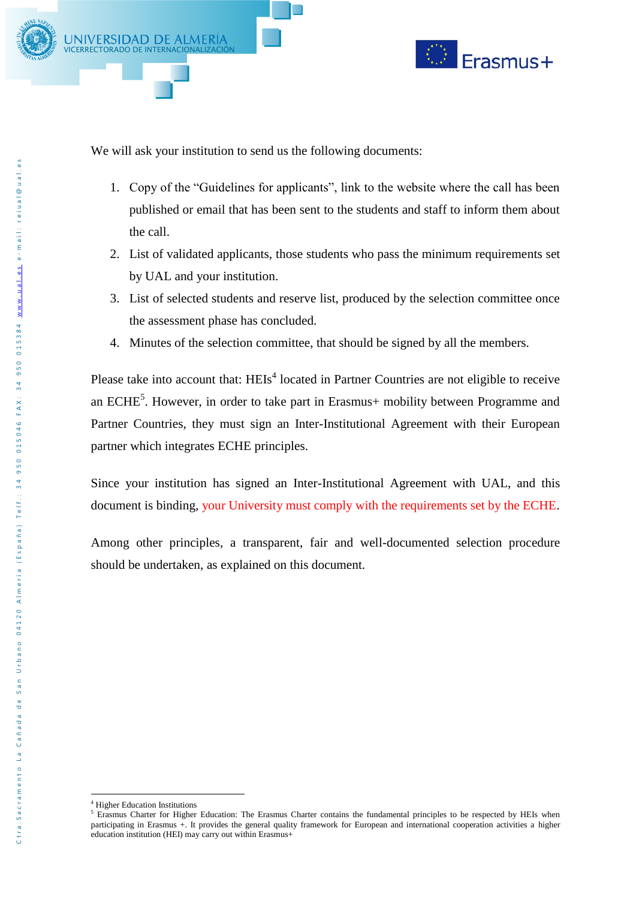We will ask your institution to send us the following documents:

1. Copy of the "Guidelines for applicants", link to the website where the call has been published or email that has been sent to the students and staff to inform them about the call.
2. List of validated applicants, those students who pass the minimum requirements set by UAL and your institution.
3. List of selected students and reserve list, produced by the selection committee once the assessment phase has concluded.
4. Minutes of the selection committee, that should be signed by all the members.

Please take into account that: HEIs[4] located in Partner Countries are not eligible to receive an ECHE[5]. However, in order to take part in Erasmus+ mobility between Programme and Partner Countries, they must sign an Inter-Institutional Agreement with their European partner which integrates ECHE principles.

Since your institution has signed an Inter-Institutional Agreement with UAL, and this document is binding, your University must comply with the requirements set by the ECHE.

Among other principles, a transparent, fair and well-documented selection procedure should be undertaken, as explained on this document.

---

[4] Higher Education Institutions

[5] Erasmus Charter for Higher Education: The Erasmus Charter contains the fundamental principles to be respected by HEIs when participating in Erasmus +. It provides the general quality framework for European and international cooperation activities a higher education institution (HEI) may carry out within Erasmus+